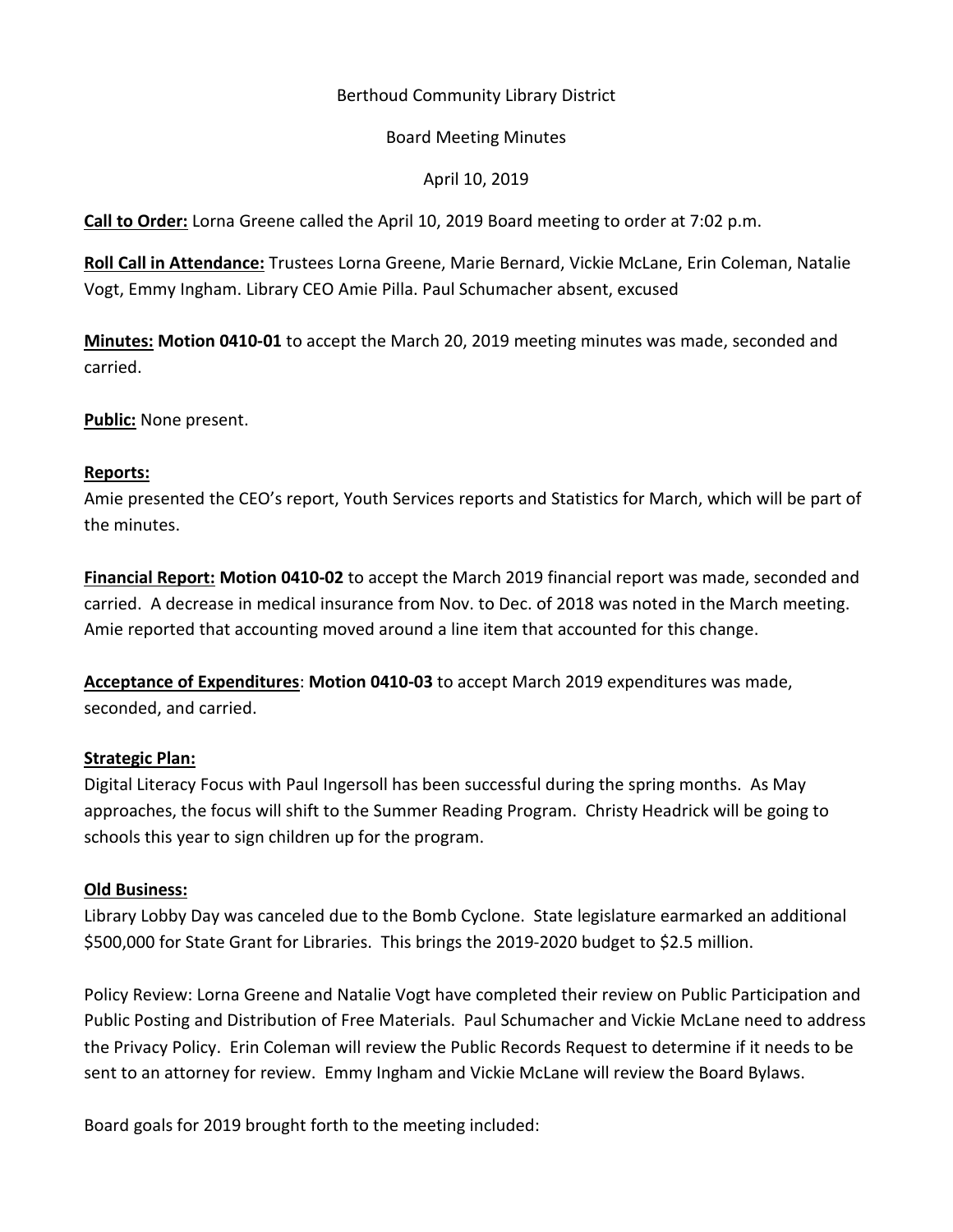Berthoud Community Library District

Board Meeting Minutes

April 10, 2019

**Call to Order:** Lorna Greene called the April 10, 2019 Board meeting to order at 7:02 p.m.

**Roll Call in Attendance:** Trustees Lorna Greene, Marie Bernard, Vickie McLane, Erin Coleman, Natalie Vogt, Emmy Ingham. Library CEO Amie Pilla. Paul Schumacher absent, excused

**Minutes: Motion 0410-01** to accept the March 20, 2019 meeting minutes was made, seconded and carried.

**Public:** None present.

**Reports:**

Amie presented the CEO's report, Youth Services reports and Statistics for March, which will be part of the minutes.

**Financial Report: Motion 0410-02** to accept the March 2019 financial report was made, seconded and carried. A decrease in medical insurance from Nov. to Dec. of 2018 was noted in the March meeting. Amie reported that accounting moved around a line item that accounted for this change.

**Acceptance of Expenditures**: **Motion 0410-03** to accept March 2019 expenditures was made, seconded, and carried.

**Strategic Plan:**

Digital Literacy Focus with Paul Ingersoll has been successful during the spring months. As May approaches, the focus will shift to the Summer Reading Program. Christy Headrick will be going to schools this year to sign children up for the program.

**Old Business:**

Library Lobby Day was canceled due to the Bomb Cyclone. State legislature earmarked an additional $500,000 for State Grant for Libraries. This brings the 2019-2020 budget to $2.5 million.

Policy Review: Lorna Greene and Natalie Vogt have completed their review on Public Participation and Public Posting and Distribution of Free Materials. Paul Schumacher and Vickie McLane need to address the Privacy Policy. Erin Coleman will review the Public Records Request to determine if it needs to be sent to an attorney for review. Emmy Ingham and Vickie McLane will review the Board Bylaws.

Board goals for 2019 brought forth to the meeting included: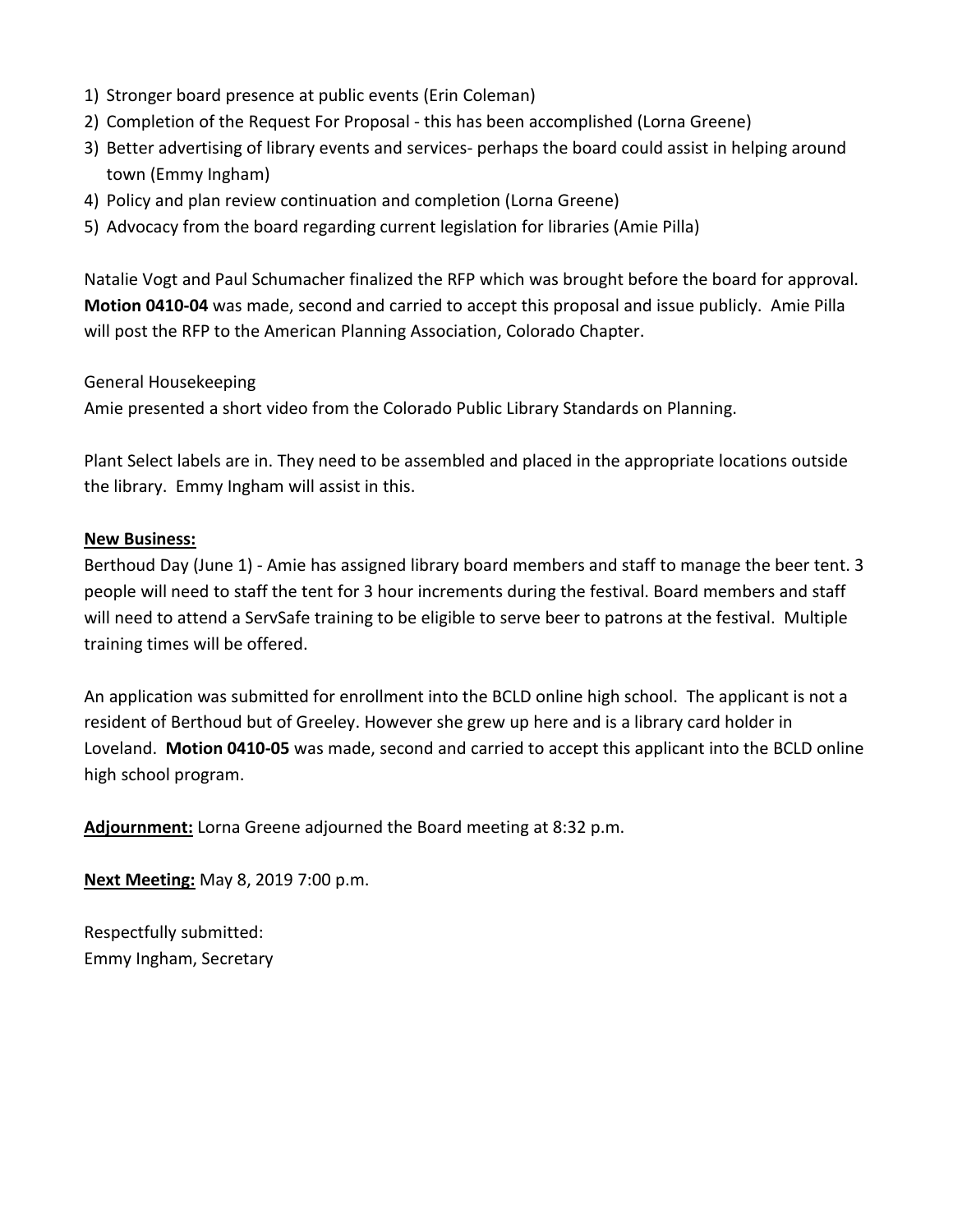1) Stronger board presence at public events (Erin Coleman)
2) Completion of the Request For Proposal - this has been accomplished (Lorna Greene)
3) Better advertising of library events and services- perhaps the board could assist in helping around town (Emmy Ingham)
4) Policy and plan review continuation and completion (Lorna Greene)
5) Advocacy from the board regarding current legislation for libraries (Amie Pilla)

Natalie Vogt and Paul Schumacher finalized the RFP which was brought before the board for approval. **Motion 0410-04** was made, second and carried to accept this proposal and issue publicly. Amie Pilla will post the RFP to the American Planning Association, Colorado Chapter.

General Housekeeping

Amie presented a short video from the Colorado Public Library Standards on Planning.

Plant Select labels are in. They need to be assembled and placed in the appropriate locations outside the library. Emmy Ingham will assist in this.

**New Business:**

Berthoud Day (June 1) - Amie has assigned library board members and staff to manage the beer tent. 3 people will need to staff the tent for 3 hour increments during the festival. Board members and staff will need to attend a ServSafe training to be eligible to serve beer to patrons at the festival. Multiple training times will be offered.

An application was submitted for enrollment into the BCLD online high school. The applicant is not a resident of Berthoud but of Greeley. However she grew up here and is a library card holder in Loveland. **Motion 0410-05** was made, second and carried to accept this applicant into the BCLD online high school program.

**Adjournment:** Lorna Greene adjourned the Board meeting at 8:32 p.m.

**Next Meeting:** May 8, 2019 7:00 p.m.

Respectfully submitted:
Emmy Ingham, Secretary